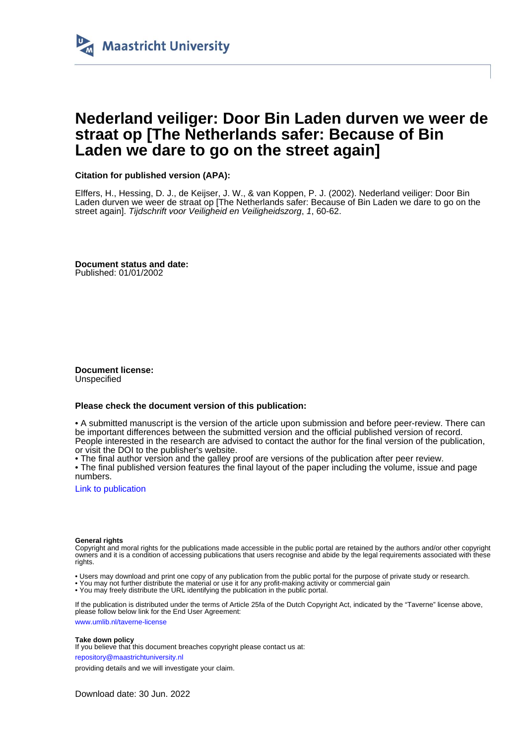Maastricht University

# Nederland veiliger: Door Bin Laden durven we weer de straat op [The Netherlands safer: Because of Bin Laden we dare to go on the street again]

**Citation for published version (APA):**

Elffers, H., Hessing, D. J., de Keijser, J. W., & van Koppen, P. J. (2002). Nederland veiliger: Door Bin Laden durven we weer de straat op [The Netherlands safer: Because of Bin Laden we dare to go on the street again]. *Tijdschrift voor Veiligheid en Veiligheidszorg*, *1*, 60-62.

**Document status and date:**
Published: 01/01/2002

**Document license:**
Unspecified

**Please check the document version of this publication:**

• A submitted manuscript is the version of the article upon submission and before peer-review. There can be important differences between the submitted version and the official published version of record. People interested in the research are advised to contact the author for the final version of the publication, or visit the DOI to the publisher's website.
• The final author version and the galley proof are versions of the publication after peer review.
• The final published version features the final layout of the paper including the volume, issue and page numbers.

Link to publication

**General rights**
Copyright and moral rights for the publications made accessible in the public portal are retained by the authors and/or other copyright owners and it is a condition of accessing publications that users recognise and abide by the legal requirements associated with these rights.

• Users may download and print one copy of any publication from the public portal for the purpose of private study or research.
• You may not further distribute the material or use it for any profit-making activity or commercial gain
• You may freely distribute the URL identifying the publication in the public portal.

If the publication is distributed under the terms of Article 25fa of the Dutch Copyright Act, indicated by the "Taverne" license above, please follow below link for the End User Agreement:

www.umlib.nl/taverne-license

**Take down policy**
If you believe that this document breaches copyright please contact us at:

repository@maastrichtuniversity.nl

providing details and we will investigate your claim.

Download date: 30 Jun. 2022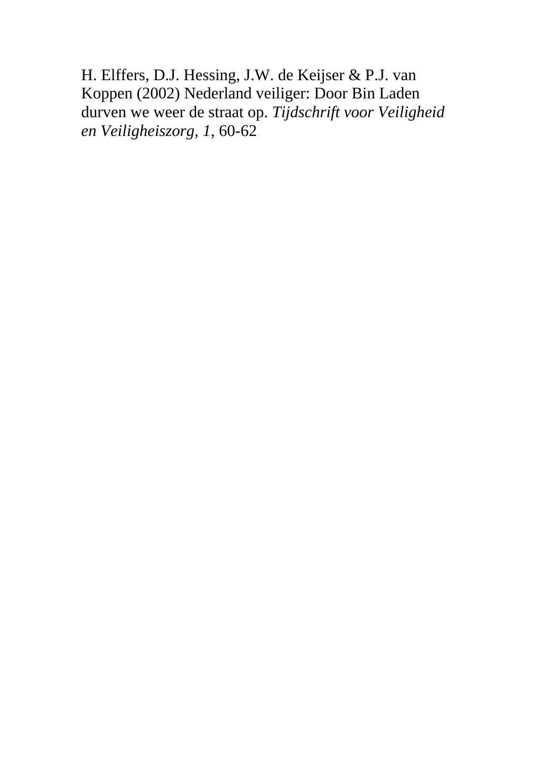H. Elffers, D.J. Hessing, J.W. de Keijser & P.J. van Koppen (2002) Nederland veiliger: Door Bin Laden durven we weer de straat op. *Tijdschrift voor Veiligheid en Veiligheiszorg, 1*, 60-62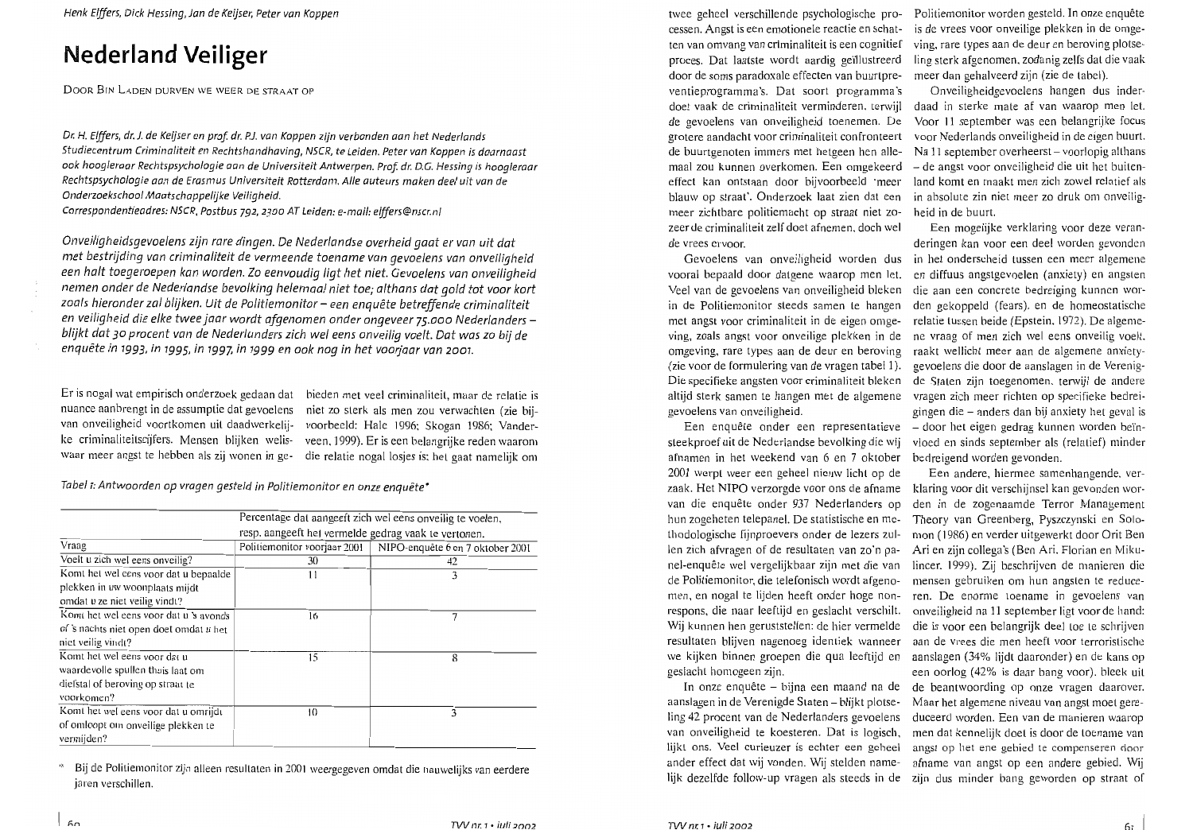Henk Elffers, Dick Hessing, Jan de Keijser, Peter van Koppen

# Nederland Veiliger

DOOR BIN LADEN DURVEN WE WEER DE STRAAT OP

*Dr. H. Elffers, dr. J. de Keijser en prof. dr. P.J. van Koppen zijn verbonden aan het Nederlands Studiecentrum Criminaliteit en Rechtshandhaving, NSCR, te Leiden. Peter van Koppen is daarnaast ook hoogleraar Rechtspsychologie aan de Universiteit Antwerpen. Prof. dr. D.G. Hessing is hoogleraar Rechtspsychologie aan de Erasmus Universiteit Rotterdam. Alle auteurs maken deel uit van de Onderzoekschool Maatschappelijke Veiligheid.*
*Correspondentieadres: NSCR, Postbus 792, 2300 AT Leiden: e-mail: elffers@nscr.nl*

*Onveiligheidsgevoelens zijn rare dingen. De Nederlandse overheid gaat er van uit dat met bestrijding van criminaliteit de vermeende toename van gevoelens van onveiligheid een halt toegeroepen kan worden. Zo eenvoudig ligt het niet. Gevoelens van onveiligheid nemen onder de Nederlandse bevolking helemaal niet toe; althans dat gold tot voor kort zoals hieronder zal blijken. Uit de Politiemonitor – een enquête betreffende criminaliteit en veiligheid die elke twee jaar wordt afgenomen onder ongeveer 75.000 Nederlanders – blijkt dat 30 procent van de Nederlanders zich wel eens onveilig voelt. Dat was zo bij de enquête in 1993, in 1995, in 1997, in 1999 en ook nog in het voorjaar van 2001.*

Er is nogal wat empirisch onderzoek gedaan dat nuance aanbrengt in de assumptie dat gevoelens van onveiligheid voortkomen uit daadwerkelijke criminaliteitscijfers. Mensen blijken weliswaar meer angst te hebben als zij wonen in gebieden met veel criminaliteit, maar de relatie is niet zo sterk als men zou verwachten (zie bijvoorbeeld: Hale 1996; Skogan 1986; Vanderveen, 1999). Er is een belangrijke reden waarom die relatie nogal losjes is: het gaat namelijk om twee geheel verschillende psychologische processen. Angst is een emotionele reactie en schatten van omvang van criminaliteit is een cognitief proces. Dat laatste wordt aardig geïllustreerd door de soms paradoxale effecten van buurtpreventieprogramma's. Dat soort programma's doet vaak de criminaliteit verminderen, terwijl de gevoelens van onveiligheid toenemen. De grotere aandacht voor criminaliteit confronteert de buurtgenoten immers met hetgeen hen allemaal zou kunnen overkomen. Een omgekeerd effect kan ontstaan door bijvoorbeeld 'meer blauw op straat'. Onderzoek laat zien dat een meer zichtbare politiemacht op straat niet zozeer de criminaliteit zelf doet afnemen, doch wel de vrees ervoor.

*Tabel 1: Antwoorden op vragen gesteld in Politiemonitor en onze enquête\**

| Vraag | Percentage dat aangeeft zich wel eens onveilig te voelen, resp. aangeeft het vermelde gedrag vaak te vertonen. | |
|---|---|---|
| | Politiemonitor voorjaar 2001 | NIPO-enquête 6 en 7 oktober 2001 |
| Voelt u zich wel eens onveilig? | 30 | 42 |
| Komt het wel eens voor dat u bepaalde plekken in uw woonplaats mijdt omdat u ze niet veilig vindt? | 11 | 3 |
| Komt het wel eens voor dat u 's avonds of 's nachts niet open doet omdat u het niet veilig vindt? | 16 | 7 |
| Komt het wel eens voor dat u waardevolle spullen thuis laat om diefstal of beroving op straat te voorkomen? | 15 | 8 |
| Komt het wel eens voor dat u omrijdt of omloopt om onveilige plekken te vermijden? | 10 | 3 |

\* Bij de Politiemonitor zijn alleen resultaten in 2001 weergegeven omdat die nauwelijks van eerdere jaren verschillen.

Gevoelens van onveiligheid worden dus vooral bepaald door datgene waarop men let. Veel van de gevoelens van onveiligheid bleken in de Politiemonitor steeds samen te hangen met angst voor criminaliteit in de eigen omgeving, zoals angst voor onveilige plekken in de omgeving, rare types aan de deur en beroving (zie voor de formulering van de vragen tabel 1). Die specifieke angsten voor criminaliteit bleken altijd sterk samen te hangen met de algemene gevoelens van onveiligheid.

Een enquête onder een representatieve steekproef uit de Nederlandse bevolking die wij afnamen in het weekend van 6 en 7 oktober 2001 werpt weer een geheel nieuw licht op de zaak. Het NIPO verzorgde voor ons de afname van die enquête onder 937 Nederlanders op hun zogeheten telepanel. De statistische en methodologische fijnproevers onder de lezers zullen zich afvragen of de resultaten van zo'n panel-enquête wel vergelijkbaar zijn met die van de Politiemonitor, die telefonisch wordt afgenomen, en nogal te lijden heeft onder hoge non-respons, die naar leeftijd en geslacht verschilt. Wij kunnen hen geruststellen: de hier vermelde resultaten blijven nagenoeg identiek wanneer we kijken binnen groepen die qua leeftijd en geslacht homogeen zijn.

In onze enquête – bijna een maand na de aanslagen in de Verenigde Staten – blijkt plotseling 42 procent van de Nederlanders gevoelens van onveiligheid te koesteren. Dat is logisch, lijkt ons. Veel curieuzer is echter een geheel ander effect dat wij vonden. Wij stelden namelijk dezelfde follow-up vragen als steeds in de Politiemonitor worden gesteld. In onze enquête is de vrees voor onveilige plekken in de omgeving, rare types aan de deur en beroving plotseling sterk afgenomen, zodanig zelfs dat die vaak meer dan gehalveerd zijn (zie de tabel).

Onveiligheidgevoelens hangen dus inderdaad in sterke mate af van waarop men let. Voor 11 september was een belangrijke focus voor Nederlands onveiligheid in de eigen buurt. Na 11 september overheerst – voorlopig althans – de angst voor onveiligheid die uit het buitenland komt en maakt men zich zowel relatief als in absolute zin niet meer zo druk om onveiligheid in de buurt.

Een mogelijke verklaring voor deze veranderingen kan voor een deel worden gevonden in het onderscheid tussen een meer algemene en diffuus angstgevoelen (anxiety) en angsten die aan een concrete bedreiging kunnen worden gekoppeld (fears), en de homeostatische relatie tussen beide (Epstein, 1972). De algemene vraag of men zich wel eens onveilig voelt, raakt wellicht meer aan de algemene anxiety-gevoelens die door de aanslagen in de Verenigde Staten zijn toegenomen, terwijl de andere vragen zich meer richten op specifieke bedreigingen die – anders dan bij anxiety het geval is – door het eigen gedrag kunnen worden beïnvloed en sinds september als (relatief) minder bedreigend worden gevonden.

Een andere, hiermee samenhangende, verklaring voor dit verschijnsel kan gevonden worden in de zogenaamde Terror Management Theory van Greenberg, Pyszczynski en Solomon (1986) en verder uitgewerkt door Orit Ben Ari en zijn collega's (Ben Ari, Florian en Mikulincer, 1999). Zij beschrijven de manieren die mensen gebruiken om hun angsten te reduceren. De enorme toename in gevoelens van onveiligheid na 11 september ligt voor de hand: die is voor een belangrijk deel toe te schrijven aan de vrees die men heeft voor terroristische aanslagen (34% lijdt daaronder) en de kans op een oorlog (42% is daar bang voor). bleek uit de beantwoording op onze vragen daarover. Maar het algemene niveau van angst moet gereduceerd worden. Een van de manieren waarop men dat kennelijk doet is door de toename van angst op het ene gebied te compenseren door afname van angst op een andere gebied. Wij zijn dus minder bang geworden op straat of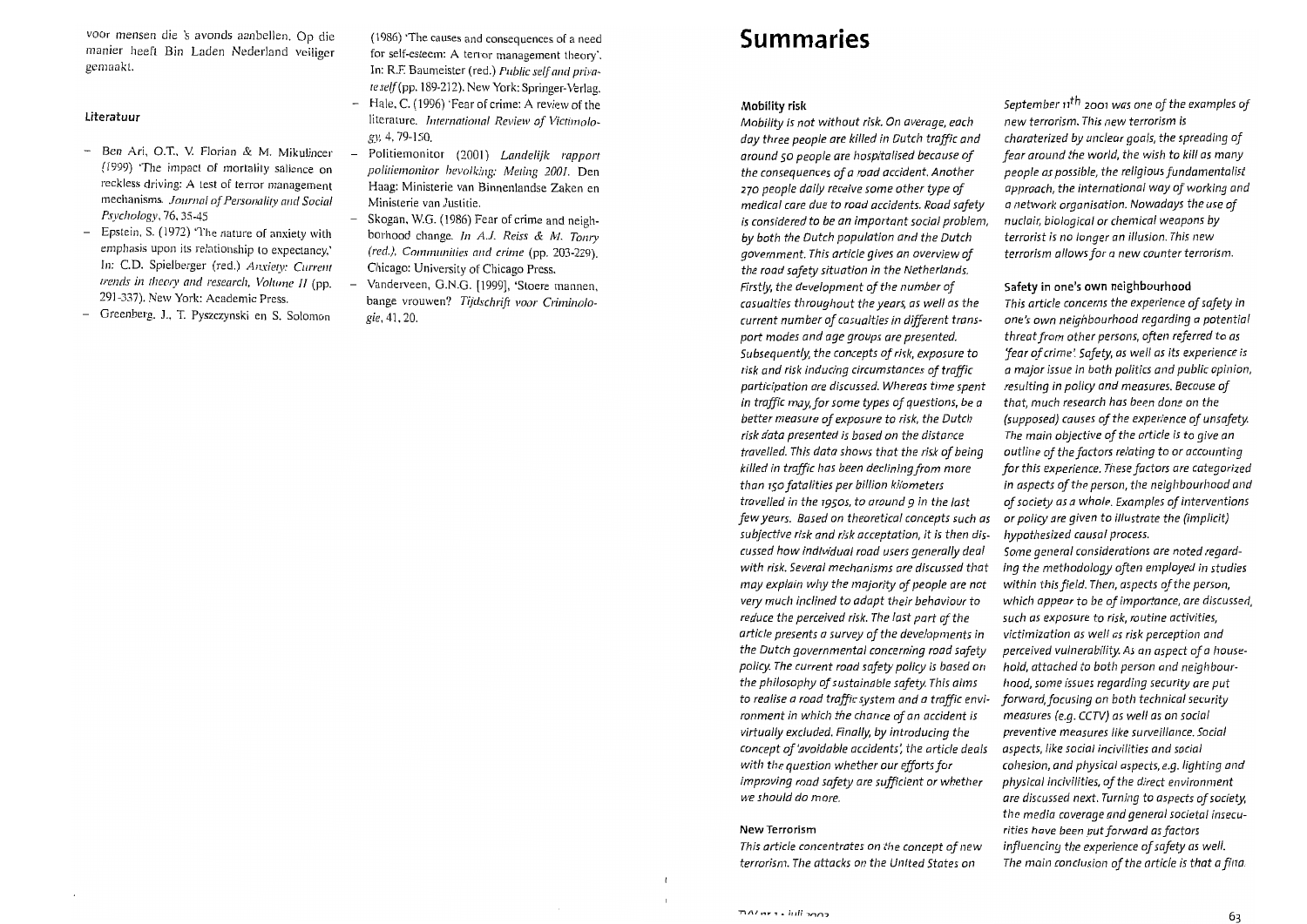voor mensen die 's avonds aanbellen. Op die manier heeft Bin Laden Nederland veiliger gemaakt.

### Literatuur

- Ben Ari, O.T., V. Florian & M. Mikulincer (1999) 'The impact of mortality salience on reckless driving: A test of terror management mechanisms. *Journal of Personality and Social Psychology*, 76, 35-45
- Epstein, S. (1972) 'The nature of anxiety with emphasis upon its relationship to expectancy.' In: C.D. Spielberger (red.) *Anxiety: Current trends in theory and research, Volume II* (pp. 291-337). New York: Academic Press.
- Greenberg, J., T. Pyszczynski en S. Solomon (1986) 'The causes and consequences of a need for self-esteem: A terror management theory'. In: R.F. Baumeister (red.) *Public self and private self* (pp. 189-212). New York: Springer-Verlag.
- Hale, C. (1996) 'Fear of crime: A review of the literature. *International Review of Victimology*, 4, 79-150.
- Politiemonitor (2001) *Landelijk rapport politiemonitor bevolking: Meting 2001*. Den Haag: Ministerie van Binnenlandse Zaken en Ministerie van Justitie.
- Skogan, W.G. (1986) Fear of crime and neighborhood change. *In A.J. Reiss & M. Tonry (red.), Communities and crime* (pp. 203-229). Chicago: University of Chicago Press.
- Vanderveen, G.N.G. [1999], 'Stoere mannen, bange vrouwen? *Tijdschrift voor Criminologie*, 41, 20.

# Summaries

### Mobility risk

*Mobility is not without risk. On average, each day three people are killed in Dutch traffic and around 50 people are hospitalised because of the consequences of a road accident. Another 270 people daily receive some other type of medical care due to road accidents. Road safety is considered to be an important social problem, by both the Dutch population and the Dutch government. This article gives an overview of the road safety situation in the Netherlands. Firstly, the development of the number of casualties throughout the years, as well as the current number of casualties in different transport modes and age groups are presented. Subsequently, the concepts of risk, exposure to risk and risk inducing circumstances of traffic participation are discussed. Whereas time spent in traffic may, for some types of questions, be a better measure of exposure to risk, the Dutch risk data presented is based on the distance travelled. This data shows that the risk of being killed in traffic has been declining from more than 150 fatalities per billion kilometers travelled in the 1950s, to around 9 in the last few years. Based on theoretical concepts such as subjective risk and risk acceptation, it is then discussed how individual road users generally deal with risk. Several mechanisms are discussed that may explain why the majority of people are not very much inclined to adapt their behaviour to reduce the perceived risk. The last part of the article presents a survey of the developments in the Dutch governmental concerning road safety policy. The current road safety policy is based on the philosophy of sustainable safety. This aims to realise a road traffic system and a traffic environment in which the chance of an accident is virtually excluded. Finally, by introducing the concept of 'avoidable accidents', the article deals with the question whether our efforts for improving road safety are sufficient or whether we should do more.*

### New Terrorism

*This article concentrates on the concept of new terrorism. The attacks on the United States on September 11th 2001 was one of the examples of new terrorism. This new terrorism is charaterized by unclear goals, the spreading of fear around the world, the wish to kill as many people as possible, the religious fundamentalist approach, the international way of working and a network organisation. Nowadays the use of nuclair, biological or chemical weapons by terrorist is no longer an illusion. This new terrorism allows for a new counter terrorism.*

### Safety in one's own neighbourhood

*This article concerns the experience of safety in one's own neighbourhood regarding a potential threat from other persons, often referred to as 'fear of crime'. Safety, as well as its experience is a major issue in both politics and public opinion, resulting in policy and measures. Because of that, much research has been done on the (supposed) causes of the experience of unsafety. The main objective of the article is to give an outline of the factors relating to or accounting for this experience. These factors are categorized in aspects of the person, the neighbourhood and of society as a whole. Examples of interventions or policy are given to illustrate the (implicit) hypothesized causal process.*

*Some general considerations are noted regarding the methodology often employed in studies within this field. Then, aspects of the person, which appear to be of importance, are discussed, such as exposure to risk, routine activities, victimization as well as risk perception and perceived vulnerability. As an aspect of a household, attached to both person and neighbourhood, some issues regarding security are put forward, focusing on both technical security measures (e.g. CCTV) as well as on social preventive measures like surveillance. Social aspects, like social incivilities and social cohesion, and physical aspects, e.g. lighting and physical incivilities, of the direct environment are discussed next. Turning to aspects of society, the media coverage and general societal insecurities have been put forward as factors influencing the experience of safety as well. The main conclusion of the article is that a fina.*